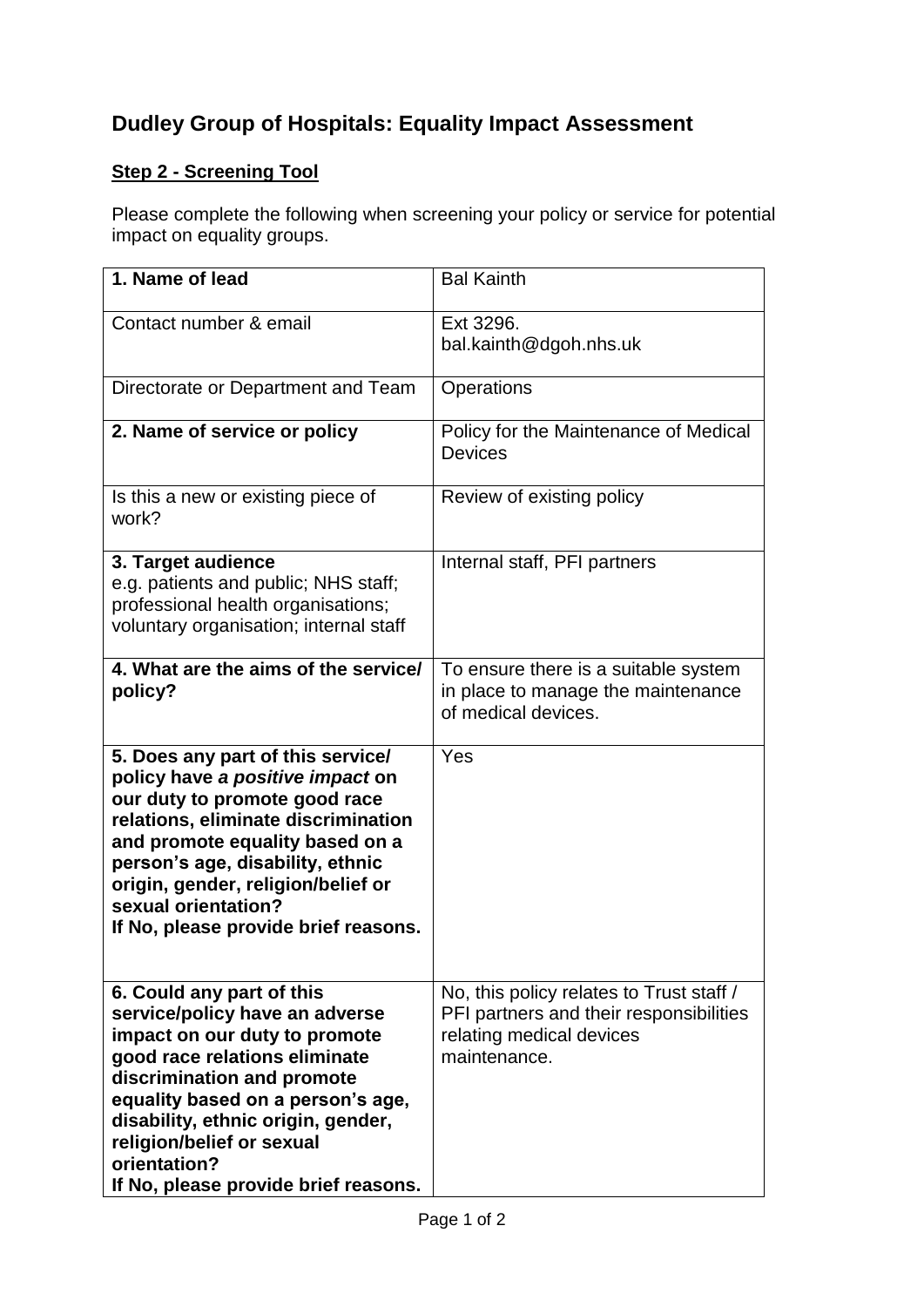# Dudley Group of Hospitals: Equality Impact Assessment

## Step 2 - Screening Tool

Please complete the following when screening your policy or service for potential impact on equality groups.

| | |
|---|---|
| **1. Name of lead** | Bal Kainth |
| Contact number & email | Ext 3296.<br>bal.kainth@dgoh.nhs.uk |
| Directorate or Department and Team | Operations |
| **2. Name of service or policy** | Policy for the Maintenance of Medical Devices |
| Is this a new or existing piece of work? | Review of existing policy |
| **3. Target audience**<br>e.g. patients and public; NHS staff; professional health organisations; voluntary organisation; internal staff | Internal staff, PFI partners |
| **4. What are the aims of the service/ policy?** | To ensure there is a suitable system in place to manage the maintenance of medical devices. |
| **5. Does any part of this service/ policy have *a positive impact* on our duty to promote good race relations, eliminate discrimination and promote equality based on a person's age, disability, ethnic origin, gender, religion/belief or sexual orientation?<br>If No, please provide brief reasons.** | Yes |
| **6. Could any part of this service/policy have an adverse impact on our duty to promote good race relations eliminate discrimination and promote equality based on a person's age, disability, ethnic origin, gender, religion/belief or sexual orientation?<br>If No, please provide brief reasons.** | No, this policy relates to Trust staff / PFI partners and their responsibilities relating medical devices maintenance. |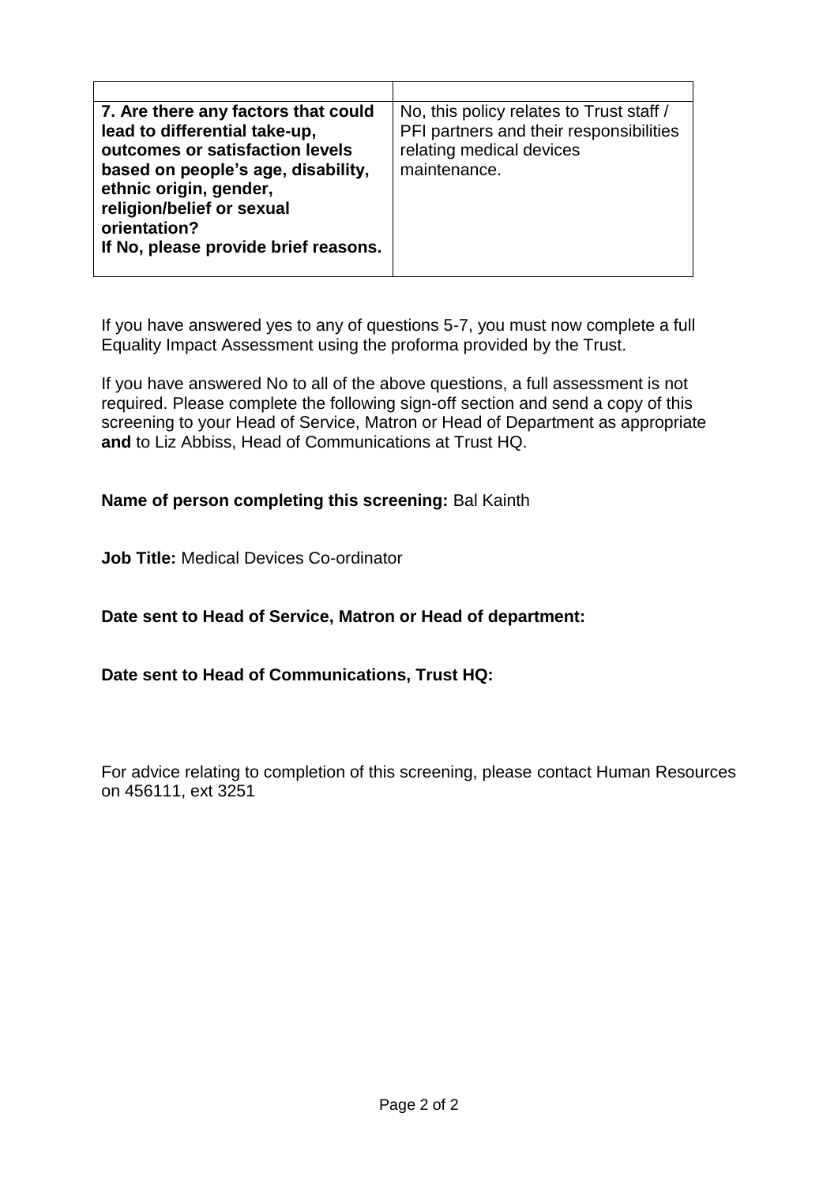| | |
|---|---|
| **7. Are there any factors that could lead to differential take-up, outcomes or satisfaction levels based on people's age, disability, ethnic origin, gender, religion/belief or sexual orientation? If No, please provide brief reasons.** | No, this policy relates to Trust staff / PFI partners and their responsibilities relating medical devices maintenance. |

If you have answered yes to any of questions 5-7, you must now complete a full Equality Impact Assessment using the proforma provided by the Trust.

If you have answered No to all of the above questions, a full assessment is not required. Please complete the following sign-off section and send a copy of this screening to your Head of Service, Matron or Head of Department as appropriate **and** to Liz Abbiss, Head of Communications at Trust HQ.

**Name of person completing this screening:** Bal Kainth

**Job Title:** Medical Devices Co-ordinator

**Date sent to Head of Service, Matron or Head of department:**

**Date sent to Head of Communications, Trust HQ:**

For advice relating to completion of this screening, please contact Human Resources on 456111, ext 3251